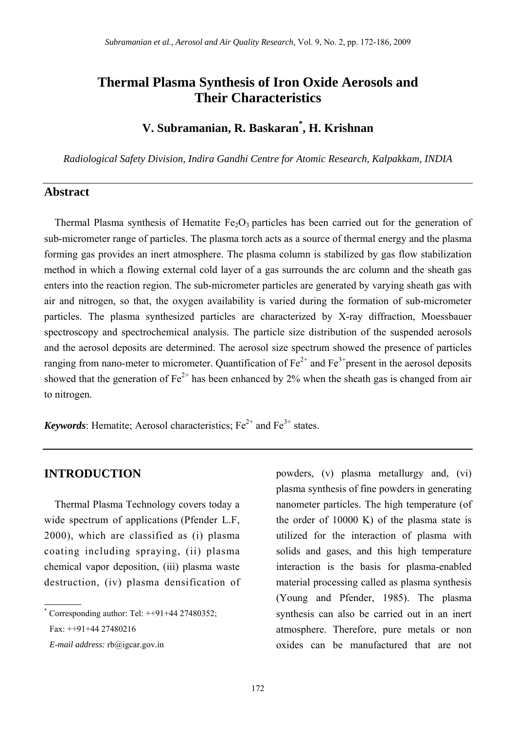# Thermal Plasma Synthesis of Iron Oxide Aerosols and Their Characteristics

**V. Subramanian, R. Baskaran[*], H. Krishnan**

*Radiological Safety Division, Indira Gandhi Centre for Atomic Research, Kalpakkam, INDIA*

## Abstract

Thermal Plasma synthesis of Hematite $Fe_2O_3$ particles has been carried out for the generation of sub-micrometer range of particles. The plasma torch acts as a source of thermal energy and the plasma forming gas provides an inert atmosphere. The plasma column is stabilized by gas flow stabilization method in which a flowing external cold layer of a gas surrounds the arc column and the sheath gas enters into the reaction region. The sub-micrometer particles are generated by varying sheath gas with air and nitrogen, so that, the oxygen availability is varied during the formation of sub-micrometer particles. The plasma synthesized particles are characterized by X-ray diffraction, Moessbauer spectroscopy and spectrochemical analysis. The particle size distribution of the suspended aerosols and the aerosol deposits are determined. The aerosol size spectrum showed the presence of particles ranging from nano-meter to micrometer. Quantification of $Fe^{2+}$ and $Fe^{3+}$ present in the aerosol deposits showed that the generation of $Fe^{2+}$ has been enhanced by 2% when the sheath gas is changed from air to nitrogen.

***Keywords***: Hematite; Aerosol characteristics; $Fe^{2+}$ and $Fe^{3+}$ states.

## INTRODUCTION

Thermal Plasma Technology covers today a wide spectrum of applications (Pfender L.F, 2000), which are classified as (i) plasma coating including spraying, (ii) plasma chemical vapor deposition, (iii) plasma waste destruction, (iv) plasma densification of powders, (v) plasma metallurgy and, (vi) plasma synthesis of fine powders in generating nanometer particles. The high temperature (of the order of 10000 K) of the plasma state is utilized for the interaction of plasma with solids and gases, and this high temperature interaction is the basis for plasma-enabled material processing called as plasma synthesis (Young and Pfender, 1985). The plasma synthesis can also be carried out in an inert atmosphere. Therefore, pure metals or non oxides can be manufactured that are not

[*] Corresponding author: Tel: ++91+44 27480352; Fax: ++91+44 27480216

*E-mail address:* rb@igcar.gov.in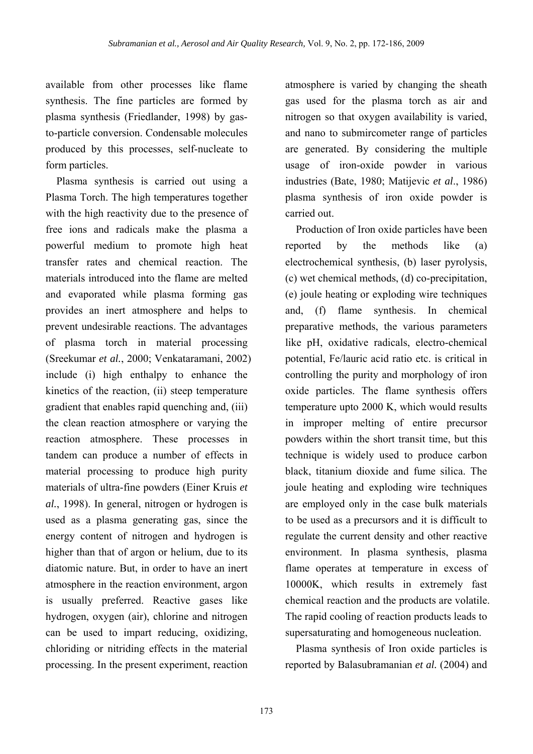available from other processes like flame synthesis. The fine particles are formed by plasma synthesis (Friedlander, 1998) by gas-to-particle conversion. Condensable molecules produced by this processes, self-nucleate to form particles.

Plasma synthesis is carried out using a Plasma Torch. The high temperatures together with the high reactivity due to the presence of free ions and radicals make the plasma a powerful medium to promote high heat transfer rates and chemical reaction. The materials introduced into the flame are melted and evaporated while plasma forming gas provides an inert atmosphere and helps to prevent undesirable reactions. The advantages of plasma torch in material processing (Sreekumar *et al.*, 2000; Venkataramani, 2002) include (i) high enthalpy to enhance the kinetics of the reaction, (ii) steep temperature gradient that enables rapid quenching and, (iii) the clean reaction atmosphere or varying the reaction atmosphere. These processes in tandem can produce a number of effects in material processing to produce high purity materials of ultra-fine powders (Einer Kruis *et al.*, 1998). In general, nitrogen or hydrogen is used as a plasma generating gas, since the energy content of nitrogen and hydrogen is higher than that of argon or helium, due to its diatomic nature. But, in order to have an inert atmosphere in the reaction environment, argon is usually preferred. Reactive gases like hydrogen, oxygen (air), chlorine and nitrogen can be used to impart reducing, oxidizing, chloriding or nitriding effects in the material processing. In the present experiment, reaction atmosphere is varied by changing the sheath gas used for the plasma torch as air and nitrogen so that oxygen availability is varied, and nano to submircometer range of particles are generated. By considering the multiple usage of iron-oxide powder in various industries (Bate, 1980; Matijevic *et al*., 1986) plasma synthesis of iron oxide powder is carried out.

Production of Iron oxide particles have been reported by the methods like (a) electrochemical synthesis, (b) laser pyrolysis, (c) wet chemical methods, (d) co-precipitation, (e) joule heating or exploding wire techniques and, (f) flame synthesis. In chemical preparative methods, the various parameters like pH, oxidative radicals, electro-chemical potential, Fe/lauric acid ratio etc. is critical in controlling the purity and morphology of iron oxide particles. The flame synthesis offers temperature upto 2000 K, which would results in improper melting of entire precursor powders within the short transit time, but this technique is widely used to produce carbon black, titanium dioxide and fume silica. The joule heating and exploding wire techniques are employed only in the case bulk materials to be used as a precursors and it is difficult to regulate the current density and other reactive environment. In plasma synthesis, plasma flame operates at temperature in excess of 10000K, which results in extremely fast chemical reaction and the products are volatile. The rapid cooling of reaction products leads to supersaturating and homogeneous nucleation.

Plasma synthesis of Iron oxide particles is reported by Balasubramanian *et al.* (2004) and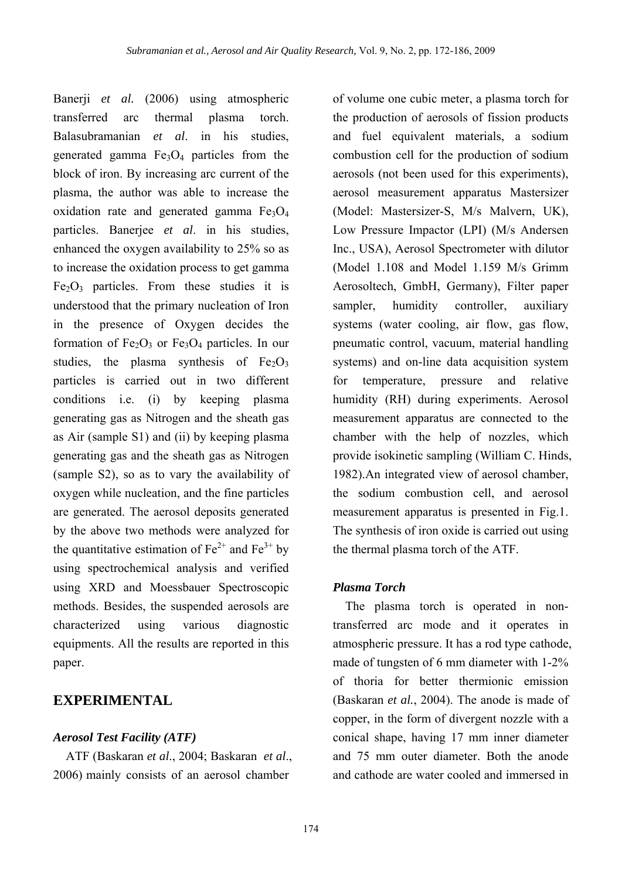Banerji *et al.* (2006) using atmospheric transferred arc thermal plasma torch. Balasubramanian *et al*. in his studies, generated gamma $Fe_3O_4$ particles from the block of iron. By increasing arc current of the plasma, the author was able to increase the oxidation rate and generated gamma $Fe_3O_4$ particles. Banerjee *et al*. in his studies, enhanced the oxygen availability to 25% so as to increase the oxidation process to get gamma $Fe_2O_3$ particles. From these studies it is understood that the primary nucleation of Iron in the presence of Oxygen decides the formation of $Fe_2O_3$ or $Fe_3O_4$ particles. In our studies, the plasma synthesis of $Fe_2O_3$ particles is carried out in two different conditions i.e. (i) by keeping plasma generating gas as Nitrogen and the sheath gas as Air (sample S1) and (ii) by keeping plasma generating gas and the sheath gas as Nitrogen (sample S2), so as to vary the availability of oxygen while nucleation, and the fine particles are generated. The aerosol deposits generated by the above two methods were analyzed for the quantitative estimation of $Fe^{2+}$ and $Fe^{3+}$ by using spectrochemical analysis and verified using XRD and Moessbauer Spectroscopic methods. Besides, the suspended aerosols are characterized using various diagnostic equipments. All the results are reported in this paper.

## EXPERIMENTAL

### *Aerosol Test Facility (ATF)*

ATF (Baskaran *et al*., 2004; Baskaran *et al*., 2006) mainly consists of an aerosol chamber of volume one cubic meter, a plasma torch for the production of aerosols of fission products and fuel equivalent materials, a sodium combustion cell for the production of sodium aerosols (not been used for this experiments), aerosol measurement apparatus Mastersizer (Model: Mastersizer-S, M/s Malvern, UK), Low Pressure Impactor (LPI) (M/s Andersen Inc., USA), Aerosol Spectrometer with dilutor (Model 1.108 and Model 1.159 M/s Grimm Aerosoltech, GmbH, Germany), Filter paper sampler, humidity controller, auxiliary systems (water cooling, air flow, gas flow, pneumatic control, vacuum, material handling systems) and on-line data acquisition system for temperature, pressure and relative humidity (RH) during experiments. Aerosol measurement apparatus are connected to the chamber with the help of nozzles, which provide isokinetic sampling (William C. Hinds, 1982).An integrated view of aerosol chamber, the sodium combustion cell, and aerosol measurement apparatus is presented in Fig.1. The synthesis of iron oxide is carried out using the thermal plasma torch of the ATF.

### *Plasma Torch*

The plasma torch is operated in non-transferred arc mode and it operates in atmospheric pressure. It has a rod type cathode, made of tungsten of 6 mm diameter with 1-2% of thoria for better thermionic emission (Baskaran *et al.*, 2004). The anode is made of copper, in the form of divergent nozzle with a conical shape, having 17 mm inner diameter and 75 mm outer diameter. Both the anode and cathode are water cooled and immersed in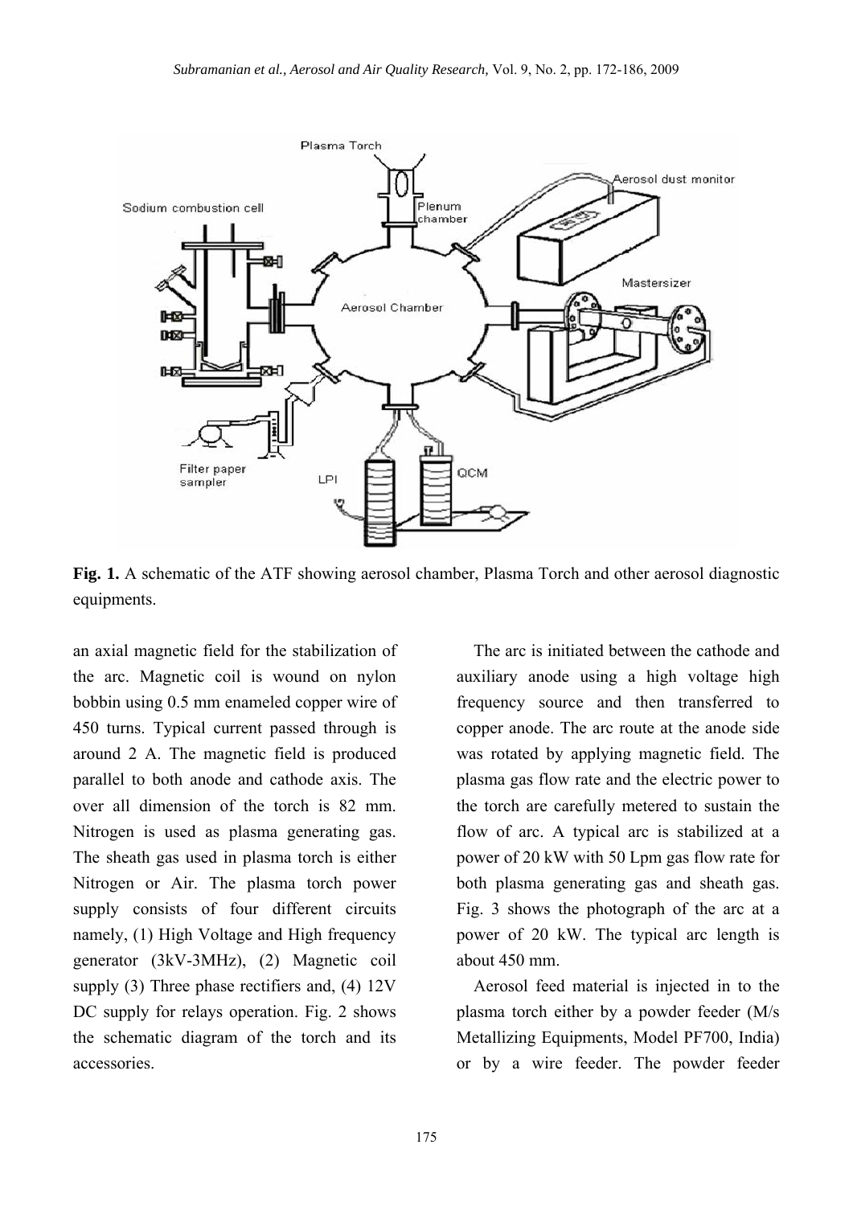**Fig. 1.** A schematic of the ATF showing aerosol chamber, Plasma Torch and other aerosol diagnostic equipments.

an axial magnetic field for the stabilization of the arc. Magnetic coil is wound on nylon bobbin using 0.5 mm enameled copper wire of 450 turns. Typical current passed through is around 2 A. The magnetic field is produced parallel to both anode and cathode axis. The over all dimension of the torch is 82 mm. Nitrogen is used as plasma generating gas. The sheath gas used in plasma torch is either Nitrogen or Air. The plasma torch power supply consists of four different circuits namely, (1) High Voltage and High frequency generator (3kV-3MHz), (2) Magnetic coil supply (3) Three phase rectifiers and, (4) 12V DC supply for relays operation. Fig. 2 shows the schematic diagram of the torch and its accessories.

The arc is initiated between the cathode and auxiliary anode using a high voltage high frequency source and then transferred to copper anode. The arc route at the anode side was rotated by applying magnetic field. The plasma gas flow rate and the electric power to the torch are carefully metered to sustain the flow of arc. A typical arc is stabilized at a power of 20 kW with 50 Lpm gas flow rate for both plasma generating gas and sheath gas. Fig. 3 shows the photograph of the arc at a power of 20 kW. The typical arc length is about 450 mm.

Aerosol feed material is injected in to the plasma torch either by a powder feeder (M/s Metallizing Equipments, Model PF700, India) or by a wire feeder. The powder feeder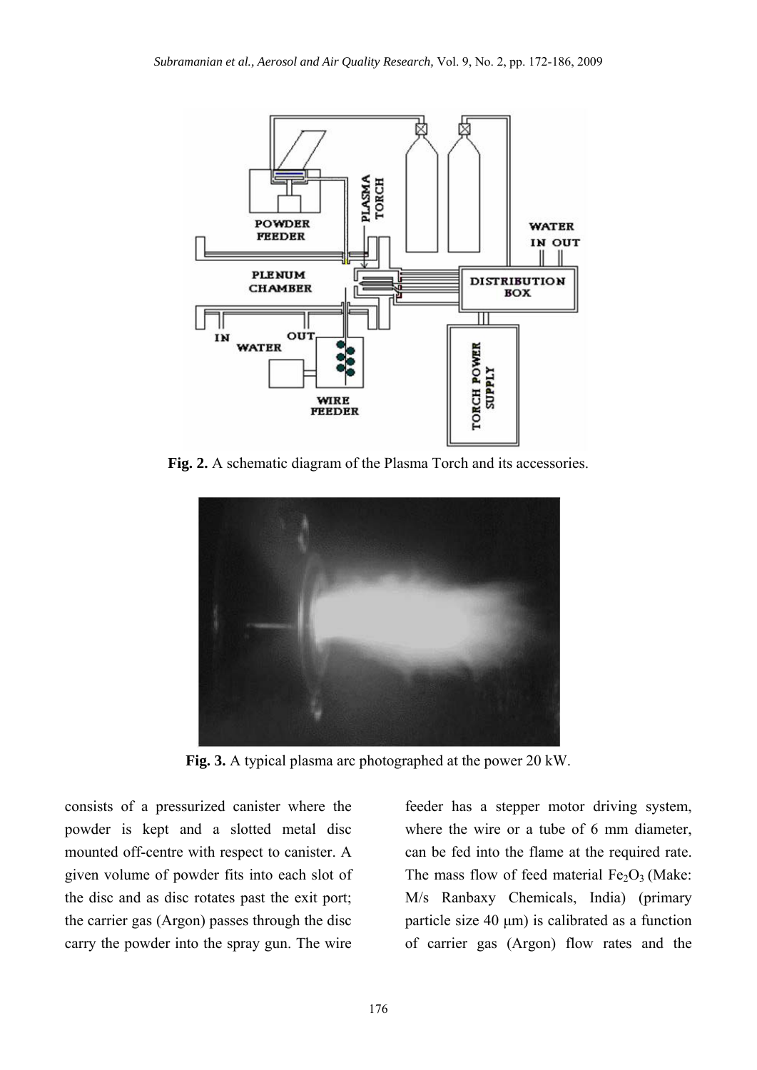Fig. 2. A schematic diagram of the Plasma Torch and its accessories.

Fig. 3. A typical plasma arc photographed at the power 20 kW.

consists of a pressurized canister where the powder is kept and a slotted metal disc mounted off-centre with respect to canister. A given volume of powder fits into each slot of the disc and as disc rotates past the exit port; the carrier gas (Argon) passes through the disc carry the powder into the spray gun. The wire feeder has a stepper motor driving system, where the wire or a tube of 6 mm diameter, can be fed into the flame at the required rate. The mass flow of feed material $Fe_2O_3$ (Make: M/s Ranbaxy Chemicals, India) (primary particle size 40 μm) is calibrated as a function of carrier gas (Argon) flow rates and the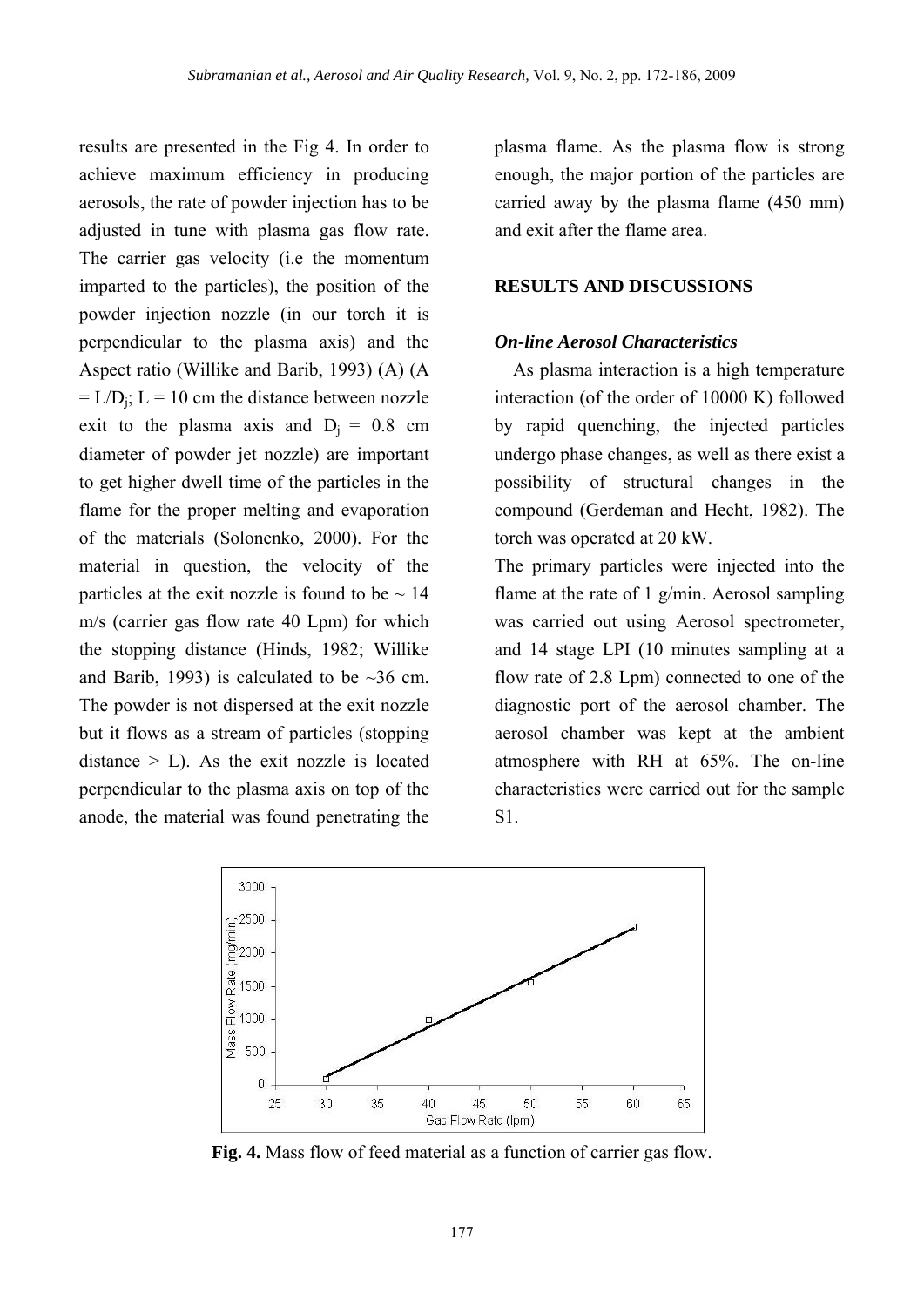results are presented in the Fig 4. In order to achieve maximum efficiency in producing aerosols, the rate of powder injection has to be adjusted in tune with plasma gas flow rate. The carrier gas velocity (i.e the momentum imparted to the particles), the position of the powder injection nozzle (in our torch it is perpendicular to the plasma axis) and the Aspect ratio (Willike and Barib, 1993) (A) ($A = L/D_j$; L = 10 cm the distance between nozzle exit to the plasma axis and $D_j$ = 0.8 cm diameter of powder jet nozzle) are important to get higher dwell time of the particles in the flame for the proper melting and evaporation of the materials (Solonenko, 2000). For the material in question, the velocity of the particles at the exit nozzle is found to be ~ 14 m/s (carrier gas flow rate 40 Lpm) for which the stopping distance (Hinds, 1982; Willike and Barib, 1993) is calculated to be ~36 cm. The powder is not dispersed at the exit nozzle but it flows as a stream of particles (stopping distance > L). As the exit nozzle is located perpendicular to the plasma axis on top of the anode, the material was found penetrating the plasma flame. As the plasma flow is strong enough, the major portion of the particles are carried away by the plasma flame (450 mm) and exit after the flame area.

## RESULTS AND DISCUSSIONS

### *On-line Aerosol Characteristics*

As plasma interaction is a high temperature interaction (of the order of 10000 K) followed by rapid quenching, the injected particles undergo phase changes, as well as there exist a possibility of structural changes in the compound (Gerdeman and Hecht, 1982). The torch was operated at 20 kW.

The primary particles were injected into the flame at the rate of 1 g/min. Aerosol sampling was carried out using Aerosol spectrometer, and 14 stage LPI (10 minutes sampling at a flow rate of 2.8 Lpm) connected to one of the diagnostic port of the aerosol chamber. The aerosol chamber was kept at the ambient atmosphere with RH at 65%. The on-line characteristics were carried out for the sample S1.

**Fig. 4.** Mass flow of feed material as a function of carrier gas flow.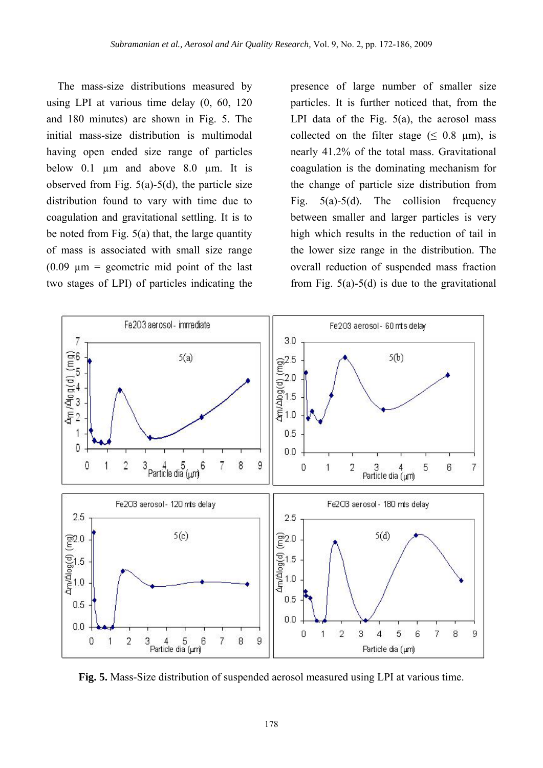The mass-size distributions measured by using LPI at various time delay (0, 60, 120 and 180 minutes) are shown in Fig. 5. The initial mass-size distribution is multimodal having open ended size range of particles below 0.1 µm and above 8.0 µm. It is observed from Fig. 5(a)-5(d), the particle size distribution found to vary with time due to coagulation and gravitational settling. It is to be noted from Fig. 5(a) that, the large quantity of mass is associated with small size range (0.09 µm = geometric mid point of the last two stages of LPI) of particles indicating the presence of large number of smaller size particles. It is further noticed that, from the LPI data of the Fig. 5(a), the aerosol mass collected on the filter stage (≤ 0.8 µm), is nearly 41.2% of the total mass. Gravitational coagulation is the dominating mechanism for the change of particle size distribution from Fig. 5(a)-5(d). The collision frequency between smaller and larger particles is very high which results in the reduction of tail in the lower size range in the distribution. The overall reduction of suspended mass fraction from Fig. 5(a)-5(d) is due to the gravitational

**Fig. 5.** Mass-Size distribution of suspended aerosol measured using LPI at various time.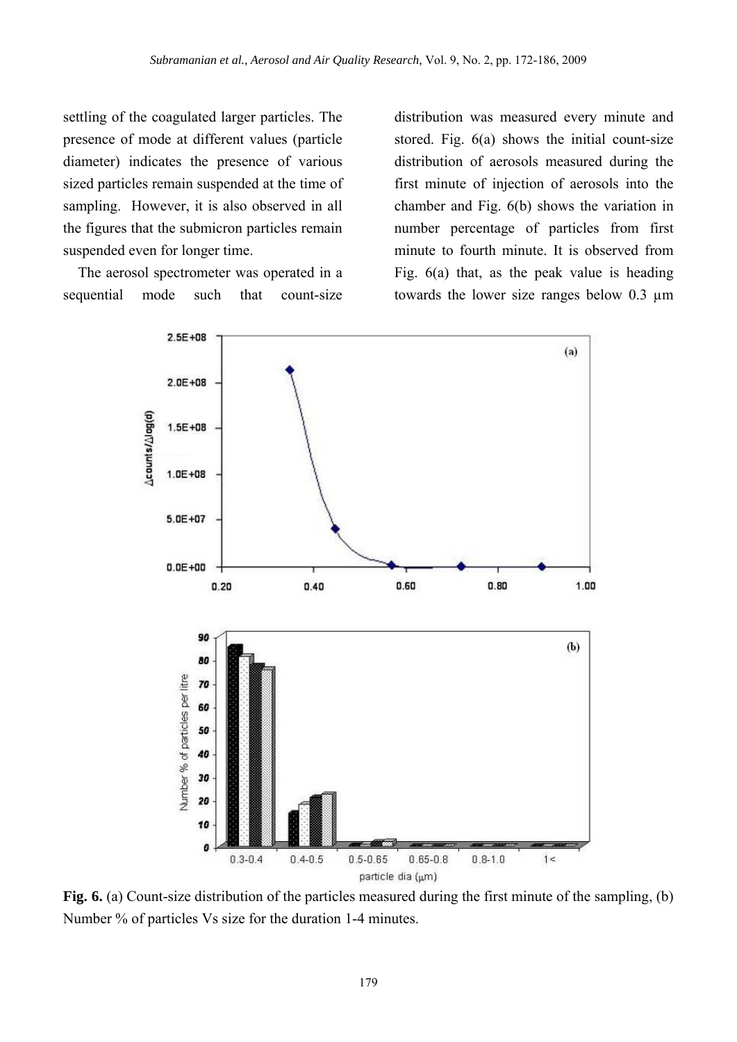settling of the coagulated larger particles. The presence of mode at different values (particle diameter) indicates the presence of various sized particles remain suspended at the time of sampling. However, it is also observed in all the figures that the submicron particles remain suspended even for longer time.

The aerosol spectrometer was operated in a sequential mode such that count-size distribution was measured every minute and stored. Fig. 6(a) shows the initial count-size distribution of aerosols measured during the first minute of injection of aerosols into the chamber and Fig. 6(b) shows the variation in number percentage of particles from first minute to fourth minute. It is observed from Fig. 6(a) that, as the peak value is heading towards the lower size ranges below 0.3 µm

**Fig. 6.** (a) Count-size distribution of the particles measured during the first minute of the sampling, (b) Number % of particles Vs size for the duration 1-4 minutes.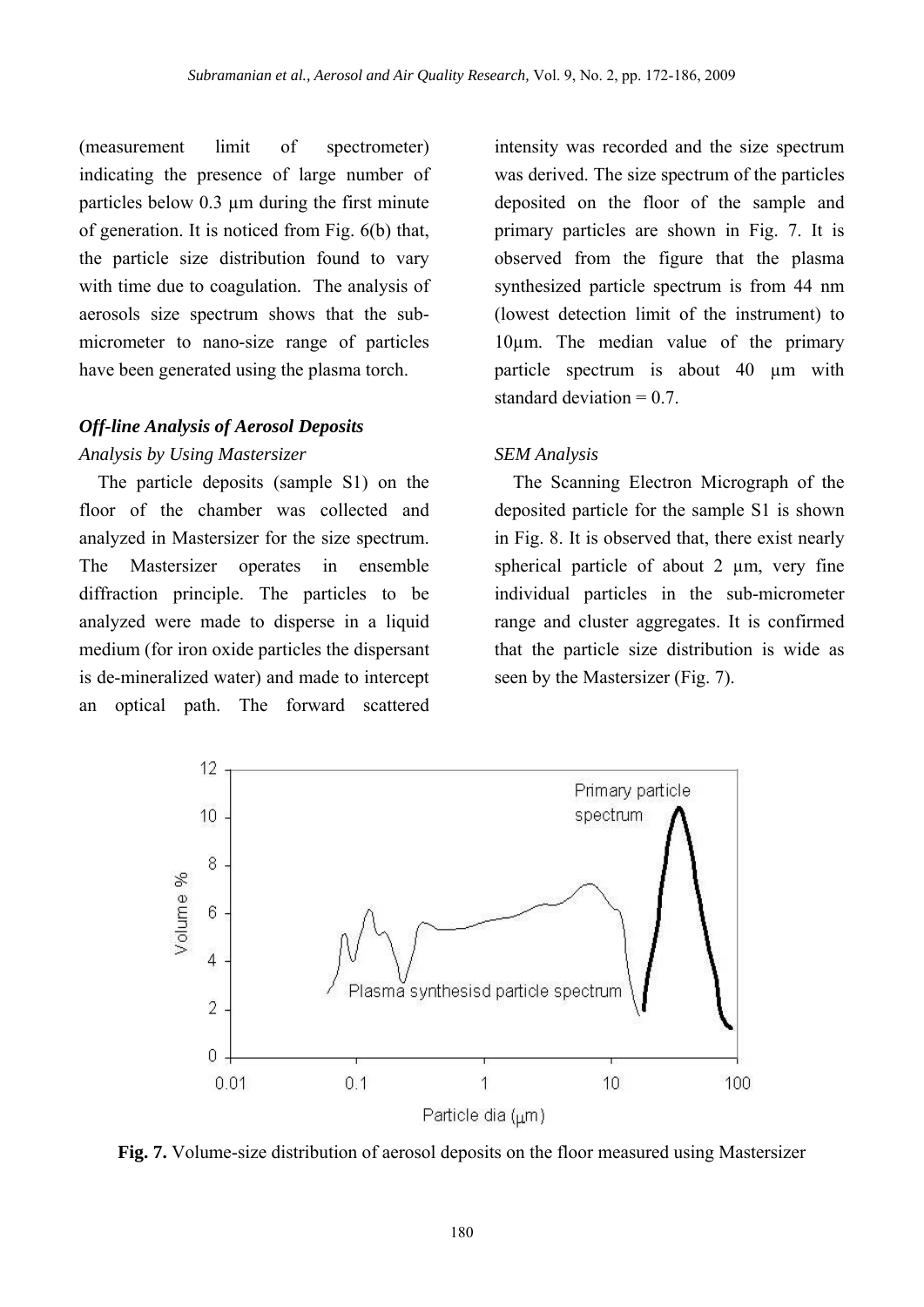(measurement limit of spectrometer) indicating the presence of large number of particles below 0.3 µm during the first minute of generation. It is noticed from Fig. 6(b) that, the particle size distribution found to vary with time due to coagulation. The analysis of aerosols size spectrum shows that the sub-micrometer to nano-size range of particles have been generated using the plasma torch.

### *Off-line Analysis of Aerosol Deposits*

#### *Analysis by Using Mastersizer*

The particle deposits (sample S1) on the floor of the chamber was collected and analyzed in Mastersizer for the size spectrum. The Mastersizer operates in ensemble diffraction principle. The particles to be analyzed were made to disperse in a liquid medium (for iron oxide particles the dispersant is de-mineralized water) and made to intercept an optical path. The forward scattered intensity was recorded and the size spectrum was derived. The size spectrum of the particles deposited on the floor of the sample and primary particles are shown in Fig. 7. It is observed from the figure that the plasma synthesized particle spectrum is from 44 nm (lowest detection limit of the instrument) to 10µm. The median value of the primary particle spectrum is about 40 µm with standard deviation = 0.7.

#### *SEM Analysis*

The Scanning Electron Micrograph of the deposited particle for the sample S1 is shown in Fig. 8. It is observed that, there exist nearly spherical particle of about 2 µm, very fine individual particles in the sub-micrometer range and cluster aggregates. It is confirmed that the particle size distribution is wide as seen by the Mastersizer (Fig. 7).

**Fig. 7.** Volume-size distribution of aerosol deposits on the floor measured using Mastersizer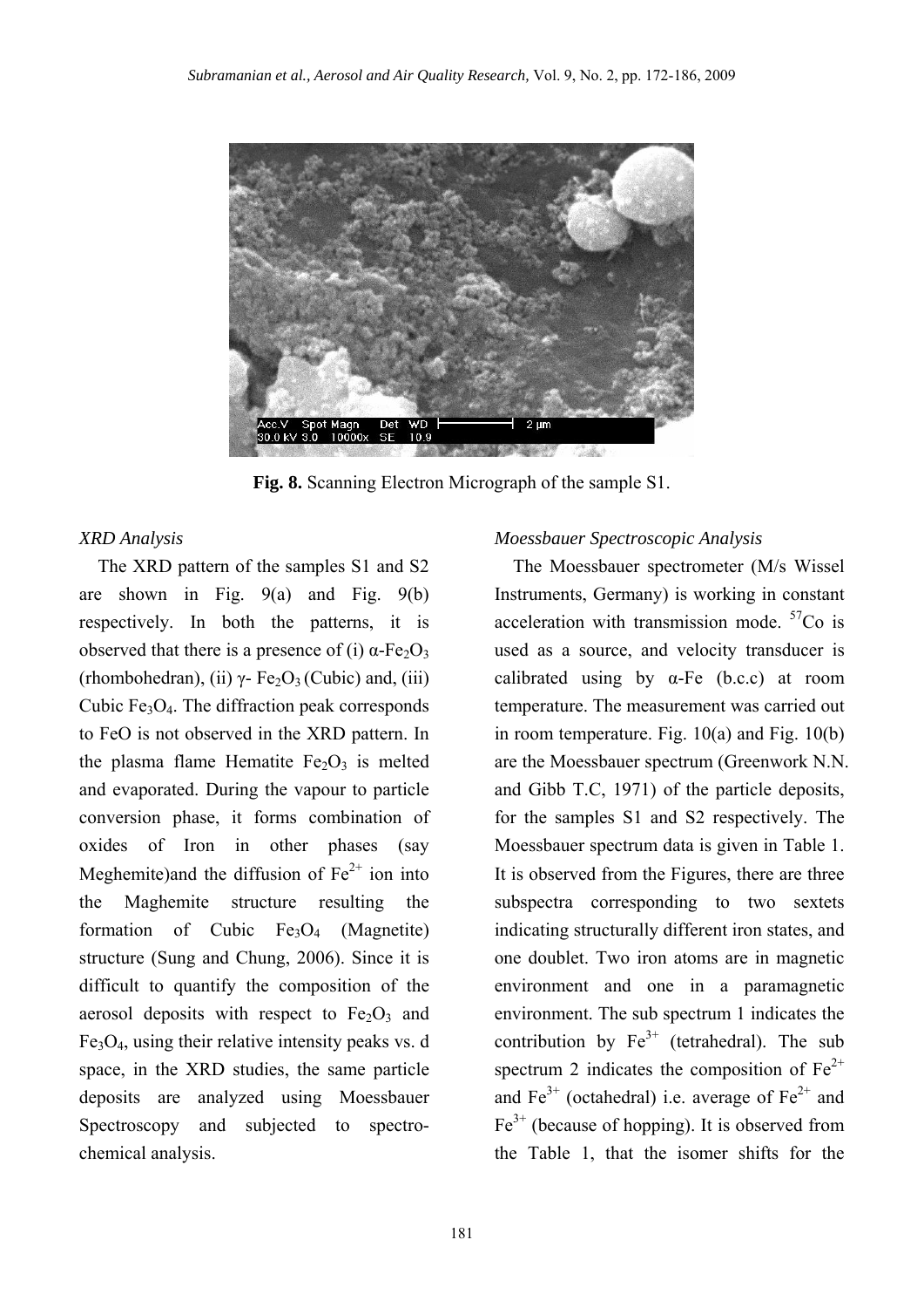Fig. 8. Scanning Electron Micrograph of the sample S1.

*XRD Analysis*

The XRD pattern of the samples S1 and S2 are shown in Fig. 9(a) and Fig. 9(b) respectively. In both the patterns, it is observed that there is a presence of (i) $\alpha$-$Fe_2O_3$ (rhombohedran), (ii) $\gamma$- $Fe_2O_3$ (Cubic) and, (iii) Cubic $Fe_3O_4$. The diffraction peak corresponds to FeO is not observed in the XRD pattern. In the plasma flame Hematite $Fe_2O_3$ is melted and evaporated. During the vapour to particle conversion phase, it forms combination of oxides of Iron in other phases (say Meghemite)and the diffusion of $Fe^{2+}$ ion into the Maghemite structure resulting the formation of Cubic $Fe_3O_4$ (Magnetite) structure (Sung and Chung, 2006). Since it is difficult to quantify the composition of the aerosol deposits with respect to $Fe_2O_3$ and $Fe_3O_4$, using their relative intensity peaks vs. d space, in the XRD studies, the same particle deposits are analyzed using Moessbauer Spectroscopy and subjected to spectro-chemical analysis.

*Moessbauer Spectroscopic Analysis*

The Moessbauer spectrometer (M/s Wissel Instruments, Germany) is working in constant acceleration with transmission mode. $^{57}Co$ is used as a source, and velocity transducer is calibrated using by $\alpha$-Fe (b.c.c) at room temperature. The measurement was carried out in room temperature. Fig. 10(a) and Fig. 10(b) are the Moessbauer spectrum (Greenwork N.N. and Gibb T.C, 1971) of the particle deposits, for the samples S1 and S2 respectively. The Moessbauer spectrum data is given in Table 1. It is observed from the Figures, there are three subspectra corresponding to two sextets indicating structurally different iron states, and one doublet. Two iron atoms are in magnetic environment and one in a paramagnetic environment. The sub spectrum 1 indicates the contribution by $Fe^{3+}$ (tetrahedral). The sub spectrum 2 indicates the composition of $Fe^{2+}$ and $Fe^{3+}$ (octahedral) i.e. average of $Fe^{2+}$ and $Fe^{3+}$ (because of hopping). It is observed from the Table 1, that the isomer shifts for the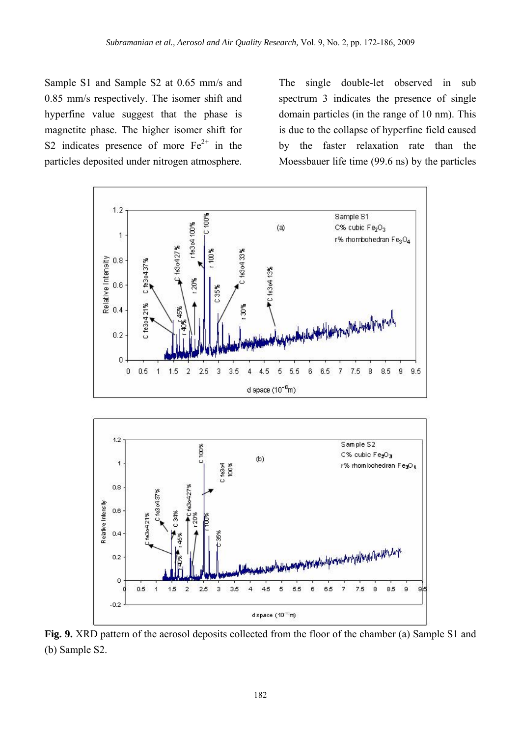Sample S1 and Sample S2 at 0.65 mm/s and 0.85 mm/s respectively. The isomer shift and hyperfine value suggest that the phase is magnetite phase. The higher isomer shift for S2 indicates presence of more $Fe^{2+}$ in the particles deposited under nitrogen atmosphere.

The single double-let observed in sub spectrum 3 indicates the presence of single domain particles (in the range of 10 nm). This is due to the collapse of hyperfine field caused by the faster relaxation rate than the Moessbauer life time (99.6 ns) by the particles

**Fig. 9.** XRD pattern of the aerosol deposits collected from the floor of the chamber (a) Sample S1 and (b) Sample S2.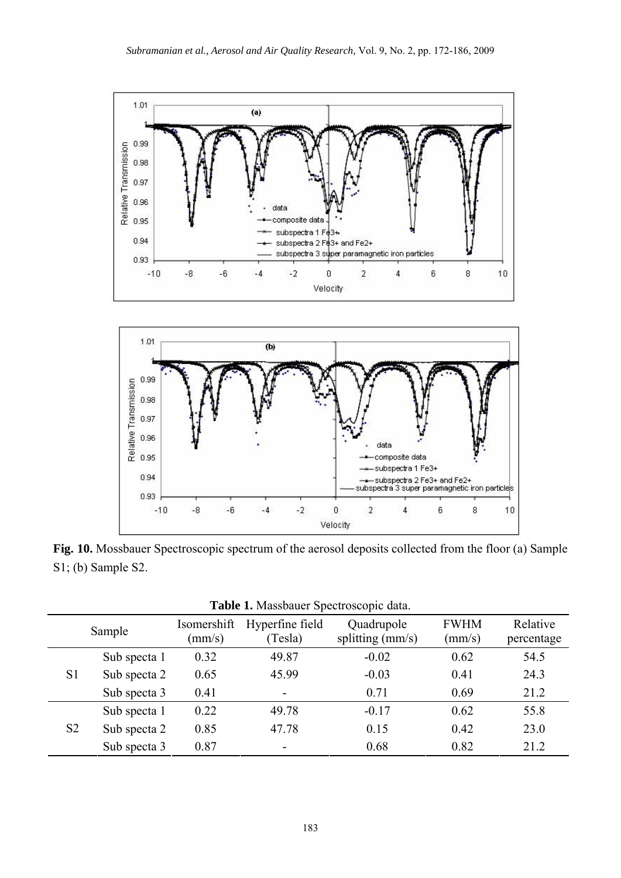**Fig. 10.** Mossbauer Spectroscopic spectrum of the aerosol deposits collected from the floor (a) Sample S1; (b) Sample S2.

**Table 1.** Massbauer Spectroscopic data.

| Sample | | Isomershift (mm/s) | Hyperfine field (Tesla) | Quadrupole splitting (mm/s) | FWHM (mm/s) | Relative percentage |
|---|---|---|---|---|---|---|
| S1 | Sub specta 1 | 0.32 | 49.87 | -0.02 | 0.62 | 54.5 |
| | Sub specta 2 | 0.65 | 45.99 | -0.03 | 0.41 | 24.3 |
| | Sub specta 3 | 0.41 | - | 0.71 | 0.69 | 21.2 |
| S2 | Sub specta 1 | 0.22 | 49.78 | -0.17 | 0.62 | 55.8 |
| | Sub specta 2 | 0.85 | 47.78 | 0.15 | 0.42 | 23.0 |
| | Sub specta 3 | 0.87 | - | 0.68 | 0.82 | 21.2 |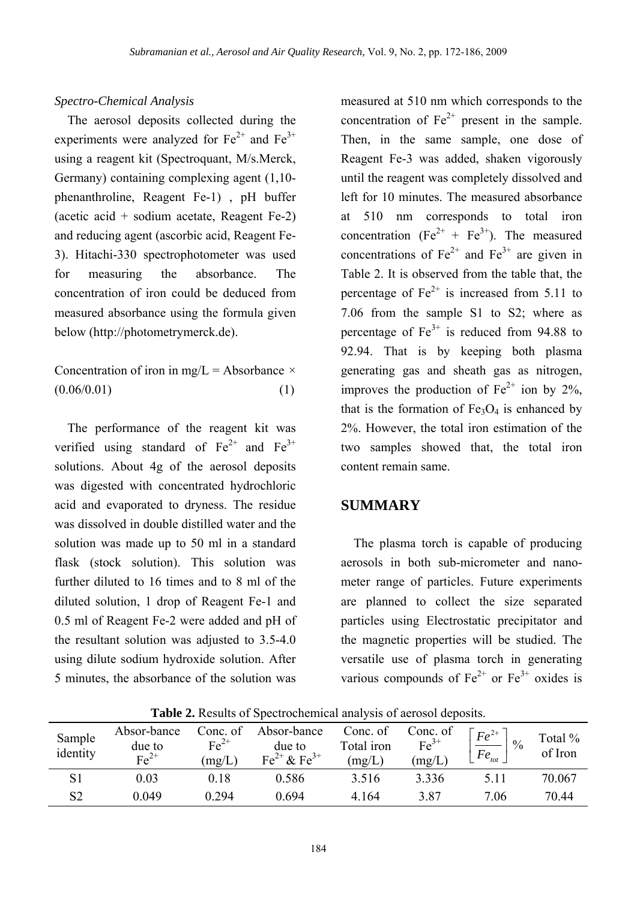*Spectro-Chemical Analysis*

The aerosol deposits collected during the experiments were analyzed for $Fe^{2+}$ and $Fe^{3+}$ using a reagent kit (Spectroquant, M/s.Merck, Germany) containing complexing agent (1,10-phenanthroline, Reagent Fe-1) , pH buffer (acetic acid + sodium acetate, Reagent Fe-2) and reducing agent (ascorbic acid, Reagent Fe-3). Hitachi-330 spectrophotometer was used for measuring the absorbance. The concentration of iron could be deduced from measured absorbance using the formula given below (http://photometrymerck.de).

$$\text{Concentration of iron in mg/L} = \text{Absorbance} \times (0.06/0.01) \quad (1)$$

The performance of the reagent kit was verified using standard of $Fe^{2+}$ and $Fe^{3+}$ solutions. About 4g of the aerosol deposits was digested with concentrated hydrochloric acid and evaporated to dryness. The residue was dissolved in double distilled water and the solution was made up to 50 ml in a standard flask (stock solution). This solution was further diluted to 16 times and to 8 ml of the diluted solution, 1 drop of Reagent Fe-1 and 0.5 ml of Reagent Fe-2 were added and pH of the resultant solution was adjusted to 3.5-4.0 using dilute sodium hydroxide solution. After 5 minutes, the absorbance of the solution was measured at 510 nm which corresponds to the concentration of $Fe^{2+}$ present in the sample. Then, in the same sample, one dose of Reagent Fe-3 was added, shaken vigorously until the reagent was completely dissolved and left for 10 minutes. The measured absorbance at 510 nm corresponds to total iron concentration ($Fe^{2+}$ + $Fe^{3+}$). The measured concentrations of $Fe^{2+}$ and $Fe^{3+}$ are given in Table 2. It is observed from the table that, the percentage of $Fe^{2+}$ is increased from 5.11 to 7.06 from the sample S1 to S2; where as percentage of $Fe^{3+}$ is reduced from 94.88 to 92.94. That is by keeping both plasma generating gas and sheath gas as nitrogen, improves the production of $Fe^{2+}$ ion by 2%, that is the formation of $Fe_3O_4$ is enhanced by 2%. However, the total iron estimation of the two samples showed that, the total iron content remain same.

## SUMMARY

The plasma torch is capable of producing aerosols in both sub-micrometer and nano-meter range of particles. Future experiments are planned to collect the size separated particles using Electrostatic precipitator and the magnetic properties will be studied. The versatile use of plasma torch in generating various compounds of $Fe^{2+}$ or $Fe^{3+}$ oxides is

**Table 2.** Results of Spectrochemical analysis of aerosol deposits.

| Sample identity | Absor-bance due to $Fe^{2+}$ | Conc. of $Fe^{2+}$ (mg/L) | Absor-bance due to $Fe^{2+}$ & $Fe^{3+}$ | Conc. of Total iron (mg/L) | Conc. of $Fe^{3+}$ (mg/L) | $\left[\frac{Fe^{2+}}{Fe_{tot}}\right]$ % | Total % of Iron |
|---|---|---|---|---|---|---|---|
| S1 | 0.03 | 0.18 | 0.586 | 3.516 | 3.336 | 5.11 | 70.067 |
| S2 | 0.049 | 0.294 | 0.694 | 4.164 | 3.87 | 7.06 | 70.44 |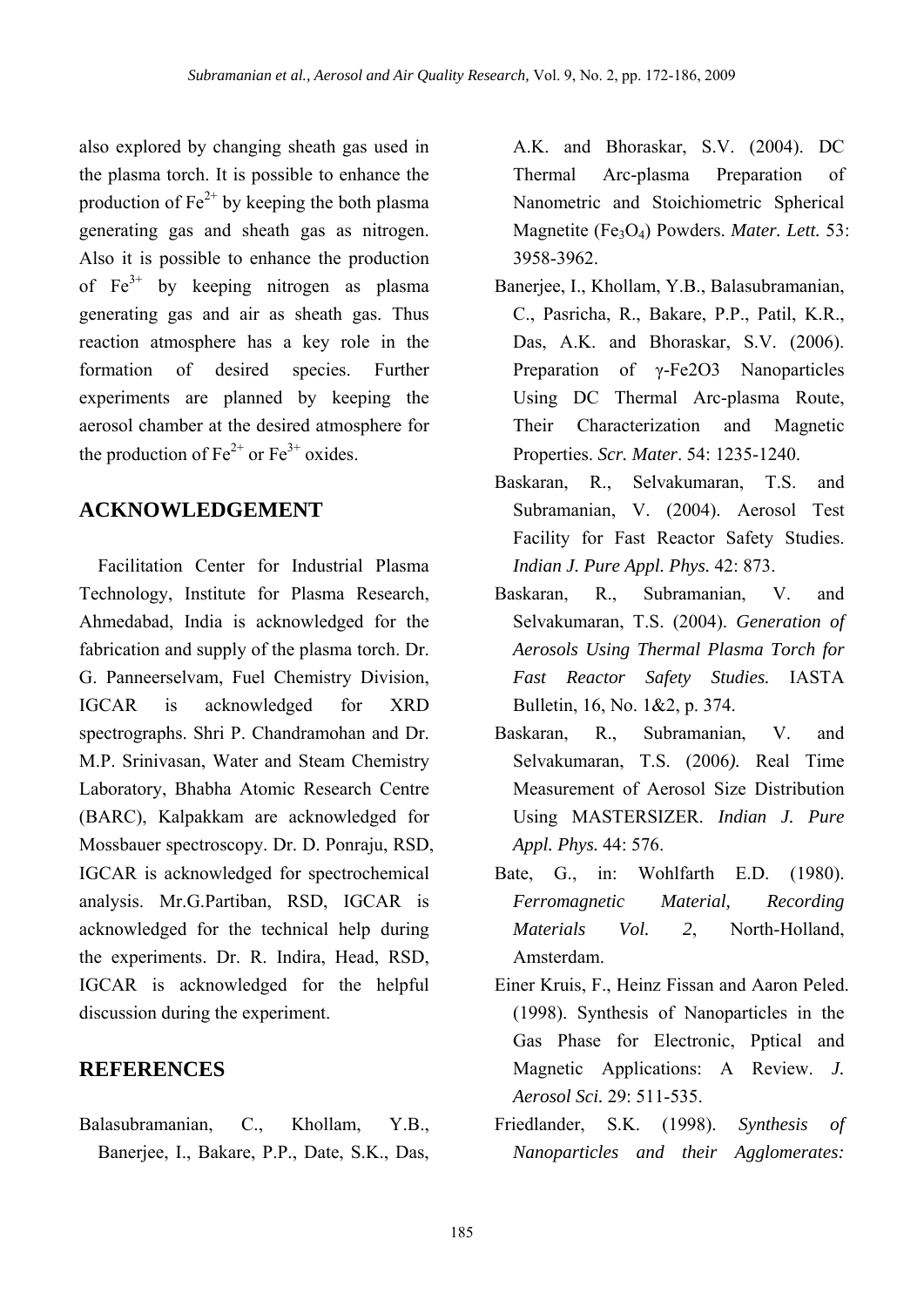also explored by changing sheath gas used in the plasma torch. It is possible to enhance the production of $Fe^{2+}$ by keeping the both plasma generating gas and sheath gas as nitrogen. Also it is possible to enhance the production of $Fe^{3+}$ by keeping nitrogen as plasma generating gas and air as sheath gas. Thus reaction atmosphere has a key role in the formation of desired species. Further experiments are planned by keeping the aerosol chamber at the desired atmosphere for the production of $Fe^{2+}$ or $Fe^{3+}$ oxides.

## ACKNOWLEDGEMENT

Facilitation Center for Industrial Plasma Technology, Institute for Plasma Research, Ahmedabad, India is acknowledged for the fabrication and supply of the plasma torch. Dr. G. Panneerselvam, Fuel Chemistry Division, IGCAR is acknowledged for XRD spectrographs. Shri P. Chandramohan and Dr. M.P. Srinivasan, Water and Steam Chemistry Laboratory, Bhabha Atomic Research Centre (BARC), Kalpakkam are acknowledged for Mossbauer spectroscopy. Dr. D. Ponraju, RSD, IGCAR is acknowledged for spectrochemical analysis. Mr.G.Partiban, RSD, IGCAR is acknowledged for the technical help during the experiments. Dr. R. Indira, Head, RSD, IGCAR is acknowledged for the helpful discussion during the experiment.

## REFERENCES

Balasubramanian, C., Khollam, Y.B., Banerjee, I., Bakare, P.P., Date, S.K., Das, A.K. and Bhoraskar, S.V. (2004). DC Thermal Arc-plasma Preparation of Nanometric and Stoichiometric Spherical Magnetite ($Fe_3O_4$) Powders. *Mater. Lett.* 53: 3958-3962.

Banerjee, I., Khollam, Y.B., Balasubramanian, C., Pasricha, R., Bakare, P.P., Patil, K.R., Das, A.K. and Bhoraskar, S.V. (2006). Preparation of γ-Fe2O3 Nanoparticles Using DC Thermal Arc-plasma Route, Their Characterization and Magnetic Properties. *Scr. Mater*. 54: 1235-1240.

Baskaran, R., Selvakumaran, T.S. and Subramanian, V. (2004). Aerosol Test Facility for Fast Reactor Safety Studies. *Indian J. Pure Appl. Phys.* 42: 873.

Baskaran, R., Subramanian, V. and Selvakumaran, T.S. (2004). *Generation of Aerosols Using Thermal Plasma Torch for Fast Reactor Safety Studies.* IASTA Bulletin, 16, No. 1&2, p. 374.

Baskaran, R., Subramanian, V. and Selvakumaran, T.S. (2006*).* Real Time Measurement of Aerosol Size Distribution Using MASTERSIZER. *Indian J. Pure Appl. Phys.* 44: 576.

Bate, G., in: Wohlfarth E.D. (1980). *Ferromagnetic Material, Recording Materials Vol. 2*, North-Holland, Amsterdam.

Einer Kruis, F., Heinz Fissan and Aaron Peled. (1998). Synthesis of Nanoparticles in the Gas Phase for Electronic, Pptical and Magnetic Applications: A Review. *J. Aerosol Sci.* 29: 511-535.

Friedlander, S.K. (1998). *Synthesis of Nanoparticles and their Agglomerates:*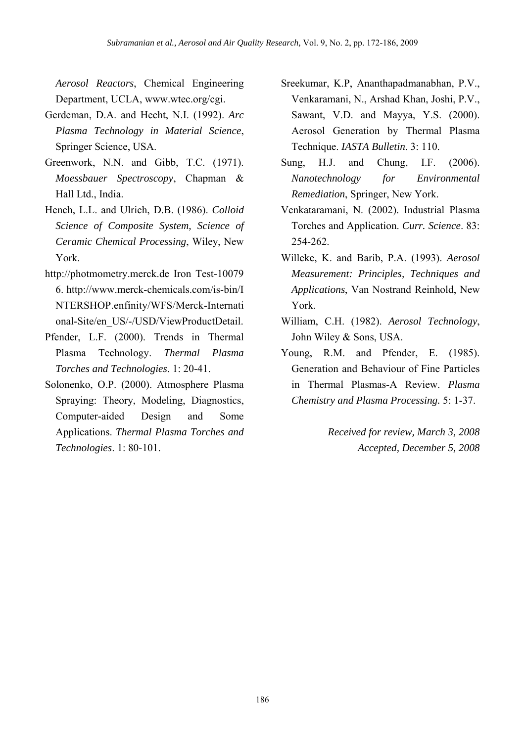*Aerosol Reactors*, Chemical Engineering Department, UCLA, www.wtec.org/cgi.

Gerdeman, D.A. and Hecht, N.I. (1992). *Arc Plasma Technology in Material Science*, Springer Science, USA.

Greenwork, N.N. and Gibb, T.C. (1971). *Moessbauer Spectroscopy*, Chapman & Hall Ltd., India.

Hench, L.L. and Ulrich, D.B. (1986). *Colloid Science of Composite System, Science of Ceramic Chemical Processing*, Wiley, New York.

http://photmometry.merck.de Iron Test-100796. http://www.merck-chemicals.com/is-bin/INTERSHOP.enfinity/WFS/Merck-International-Site/en_US/-/USD/ViewProductDetail.

Pfender, L.F. (2000). Trends in Thermal Plasma Technology. *Thermal Plasma Torches and Technologies*. 1: 20-41.

Solonenko, O.P. (2000). Atmosphere Plasma Spraying: Theory, Modeling, Diagnostics, Computer-aided Design and Some Applications. *Thermal Plasma Torches and Technologies*. 1: 80-101.

Sreekumar, K.P, Ananthapadmanabhan, P.V., Venkaramani, N., Arshad Khan, Joshi, P.V., Sawant, V.D. and Mayya, Y.S. (2000). Aerosol Generation by Thermal Plasma Technique. *IASTA Bulletin*. 3: 110.

Sung, H.J. and Chung, I.F. (2006). *Nanotechnology for Environmental Remediation*, Springer, New York.

Venkataramani, N. (2002). Industrial Plasma Torches and Application. *Curr. Science*. 83: 254-262.

Willeke, K. and Barib, P.A. (1993). *Aerosol Measurement: Principles, Techniques and Applications*, Van Nostrand Reinhold, New York.

William, C.H. (1982). *Aerosol Technology*, John Wiley & Sons, USA.

Young, R.M. and Pfender, E. (1985). Generation and Behaviour of Fine Particles in Thermal Plasmas-A Review. *Plasma Chemistry and Plasma Processing.* 5: 1-37.

*Received for review, March 3, 2008*
*Accepted, December 5, 2008*